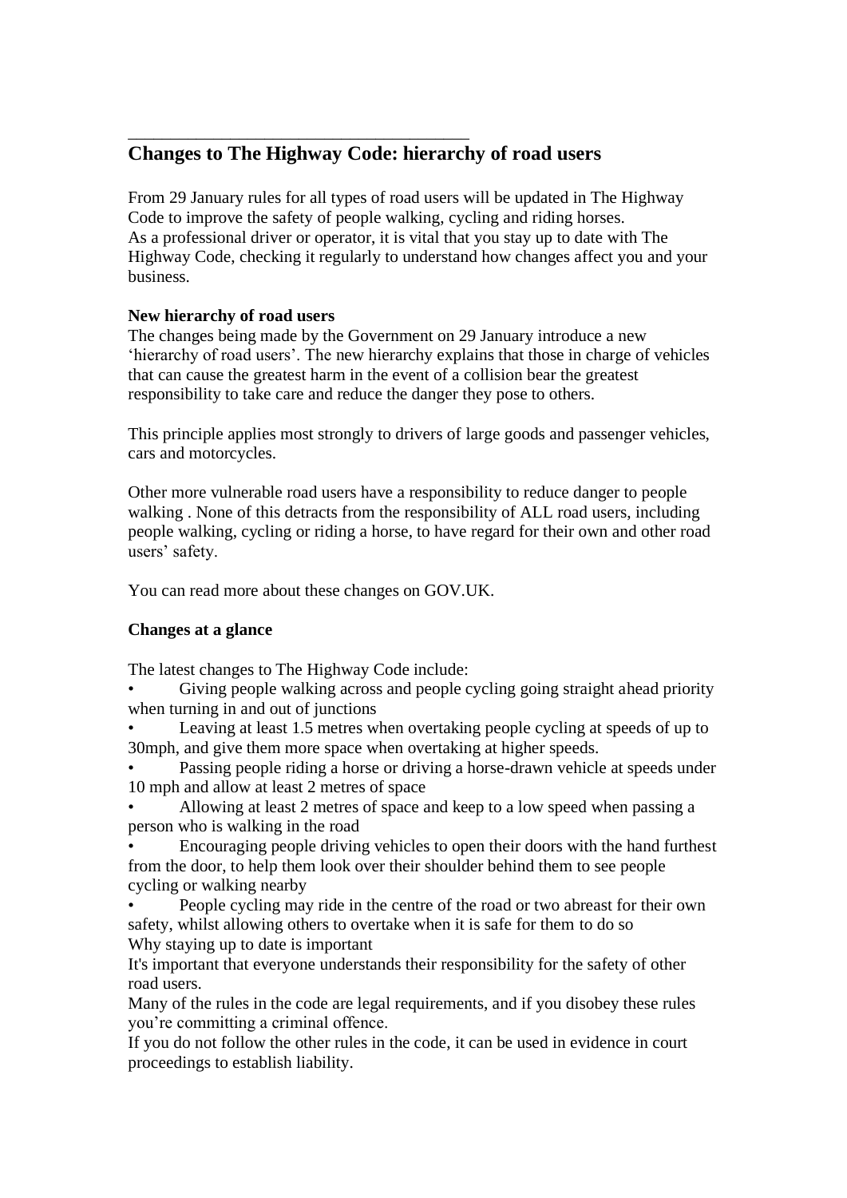## Changes to The Highway Code: hierarchy of road users

From 29 January rules for all types of road users will be updated in The Highway Code to improve the safety of people walking, cycling and riding horses.
As a professional driver or operator, it is vital that you stay up to date with The Highway Code, checking it regularly to understand how changes affect you and your business.

**New hierarchy of road users**
The changes being made by the Government on 29 January introduce a new 'hierarchy of road users'. The new hierarchy explains that those in charge of vehicles that can cause the greatest harm in the event of a collision bear the greatest responsibility to take care and reduce the danger they pose to others.

This principle applies most strongly to drivers of large goods and passenger vehicles, cars and motorcycles.

Other more vulnerable road users have a responsibility to reduce danger to people walking . None of this detracts from the responsibility of ALL road users, including people walking, cycling or riding a horse, to have regard for their own and other road users' safety.

You can read more about these changes on GOV.UK.

**Changes at a glance**

The latest changes to The Highway Code include:

- Giving people walking across and people cycling going straight ahead priority when turning in and out of junctions
- Leaving at least 1.5 metres when overtaking people cycling at speeds of up to 30mph, and give them more space when overtaking at higher speeds.
- Passing people riding a horse or driving a horse-drawn vehicle at speeds under 10 mph and allow at least 2 metres of space
- Allowing at least 2 metres of space and keep to a low speed when passing a person who is walking in the road
- Encouraging people driving vehicles to open their doors with the hand furthest from the door, to help them look over their shoulder behind them to see people cycling or walking nearby
- People cycling may ride in the centre of the road or two abreast for their own safety, whilst allowing others to overtake when it is safe for them to do so

Why staying up to date is important
It's important that everyone understands their responsibility for the safety of other road users.
Many of the rules in the code are legal requirements, and if you disobey these rules you're committing a criminal offence.
If you do not follow the other rules in the code, it can be used in evidence in court proceedings to establish liability.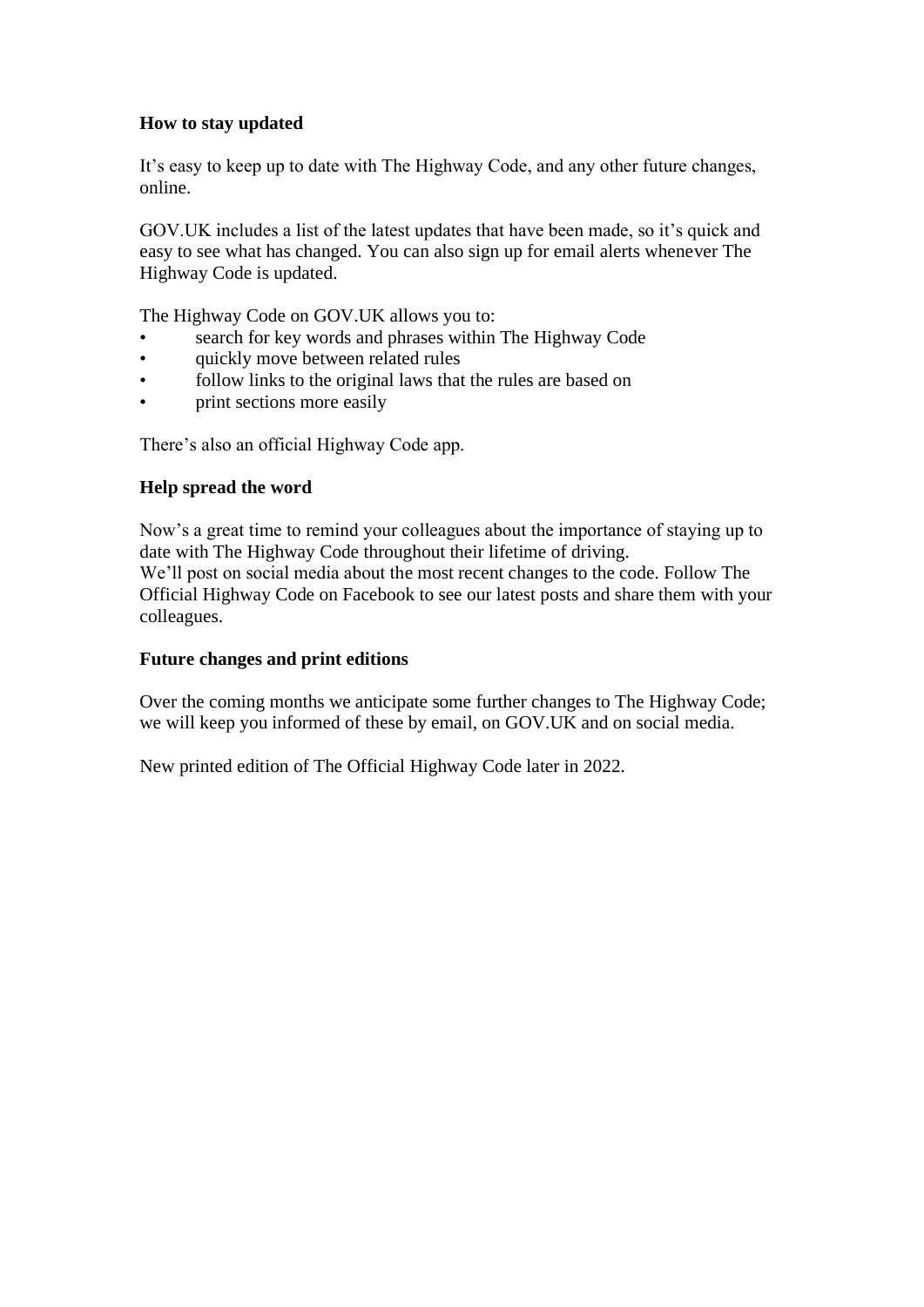**How to stay updated**

It's easy to keep up to date with The Highway Code, and any other future changes, online.

GOV.UK includes a list of the latest updates that have been made, so it's quick and easy to see what has changed. You can also sign up for email alerts whenever The Highway Code is updated.

The Highway Code on GOV.UK allows you to:

- search for key words and phrases within The Highway Code
- quickly move between related rules
- follow links to the original laws that the rules are based on
- print sections more easily

There's also an official Highway Code app.

**Help spread the word**

Now's a great time to remind your colleagues about the importance of staying up to date with The Highway Code throughout their lifetime of driving.
We'll post on social media about the most recent changes to the code. Follow The Official Highway Code on Facebook to see our latest posts and share them with your colleagues.

**Future changes and print editions**

Over the coming months we anticipate some further changes to The Highway Code; we will keep you informed of these by email, on GOV.UK and on social media.

New printed edition of The Official Highway Code later in 2022.